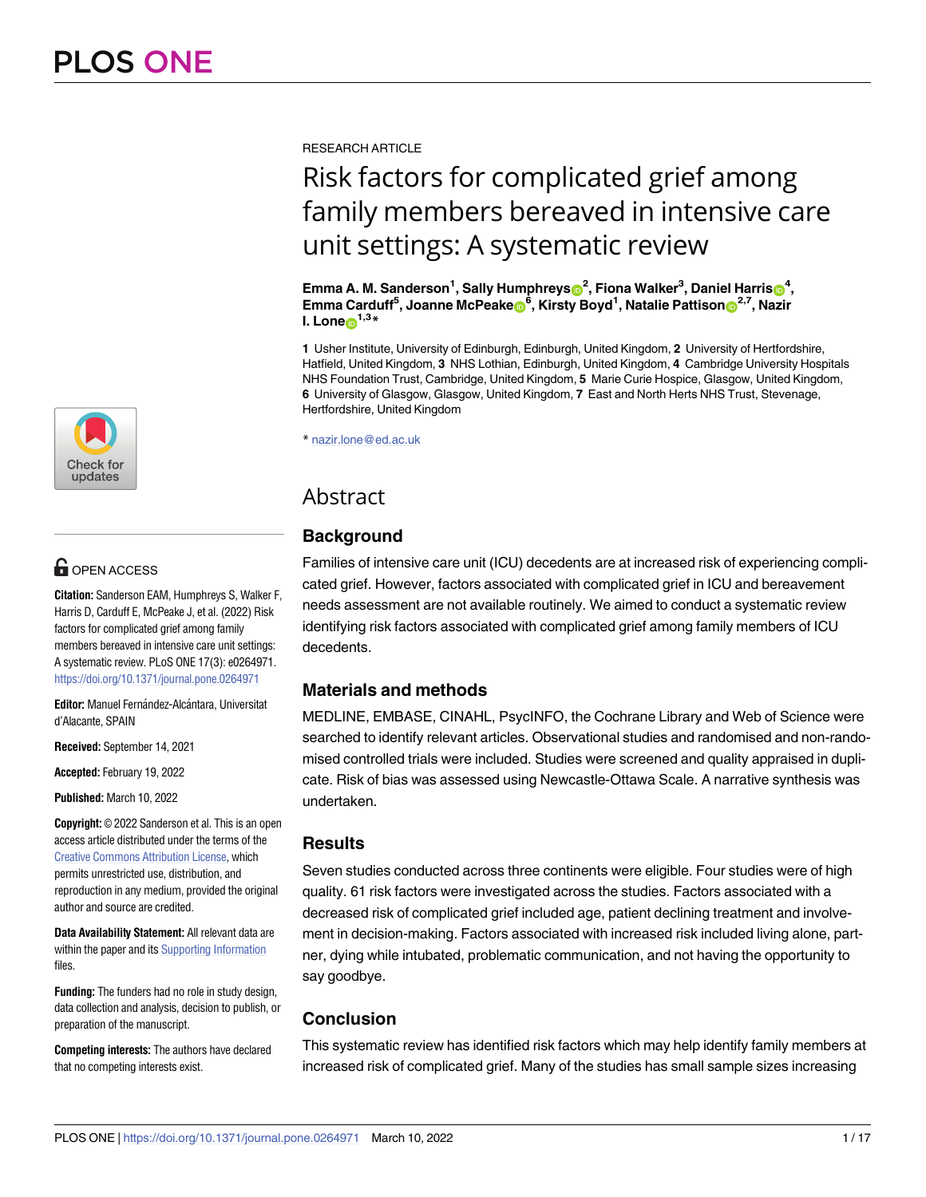RESEARCH ARTICLE

# Risk factors for complicated grief among family members bereaved in intensive care unit settings: A systematic review

**Emma A. M. Sanderson[1], Sally Humphreys[2], Fiona Walker[3], Daniel Harris[4], Emma Carduff[5], Joanne McPeake[6], Kirsty Boyd[1], Natalie Pattison[2,7], Nazir I. Lone[1,3]***

**1** Usher Institute, University of Edinburgh, Edinburgh, United Kingdom, **2** University of Hertfordshire, Hatfield, United Kingdom, **3** NHS Lothian, Edinburgh, United Kingdom, **4** Cambridge University Hospitals NHS Foundation Trust, Cambridge, United Kingdom, **5** Marie Curie Hospice, Glasgow, United Kingdom, **6** University of Glasgow, Glasgow, United Kingdom, **7** East and North Herts NHS Trust, Stevenage, Hertfordshire, United Kingdom

* nazir.lone@ed.ac.uk

OPEN ACCESS

**Citation:** Sanderson EAM, Humphreys S, Walker F, Harris D, Carduff E, McPeake J, et al. (2022) Risk factors for complicated grief among family members bereaved in intensive care unit settings: A systematic review. PLoS ONE 17(3): e0264971. https://doi.org/10.1371/journal.pone.0264971

**Editor:** Manuel Fernández-Alcántara, Universitat d'Alacante, SPAIN

**Received:** September 14, 2021

**Accepted:** February 19, 2022

**Published:** March 10, 2022

**Copyright:** © 2022 Sanderson et al. This is an open access article distributed under the terms of the Creative Commons Attribution License, which permits unrestricted use, distribution, and reproduction in any medium, provided the original author and source are credited.

**Data Availability Statement:** All relevant data are within the paper and its Supporting Information files.

**Funding:** The funders had no role in study design, data collection and analysis, decision to publish, or preparation of the manuscript.

**Competing interests:** The authors have declared that no competing interests exist.

## Abstract

### Background

Families of intensive care unit (ICU) decedents are at increased risk of experiencing complicated grief. However, factors associated with complicated grief in ICU and bereavement needs assessment are not available routinely. We aimed to conduct a systematic review identifying risk factors associated with complicated grief among family members of ICU decedents.

### Materials and methods

MEDLINE, EMBASE, CINAHL, PsycINFO, the Cochrane Library and Web of Science were searched to identify relevant articles. Observational studies and randomised and non-randomised controlled trials were included. Studies were screened and quality appraised in duplicate. Risk of bias was assessed using Newcastle-Ottawa Scale. A narrative synthesis was undertaken.

### Results

Seven studies conducted across three continents were eligible. Four studies were of high quality. 61 risk factors were investigated across the studies. Factors associated with a decreased risk of complicated grief included age, patient declining treatment and involvement in decision-making. Factors associated with increased risk included living alone, partner, dying while intubated, problematic communication, and not having the opportunity to say goodbye.

### Conclusion

This systematic review has identified risk factors which may help identify family members at increased risk of complicated grief. Many of the studies has small sample sizes increasing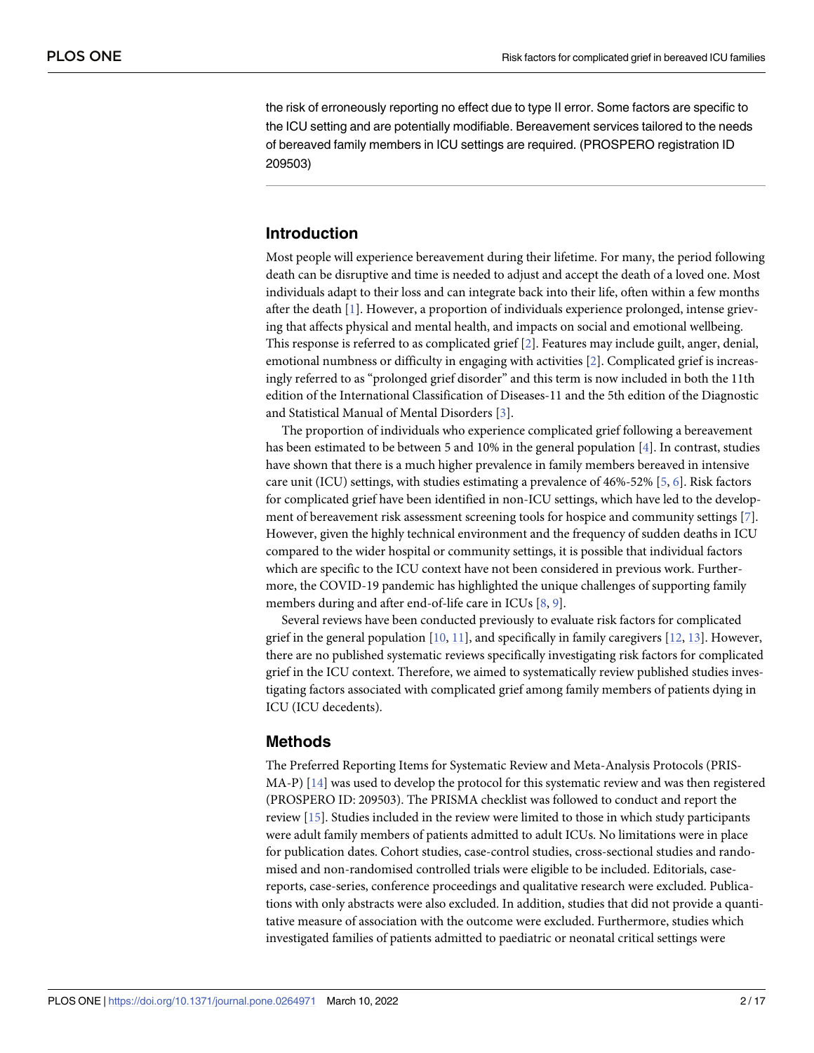the risk of erroneously reporting no effect due to type II error. Some factors are specific to the ICU setting and are potentially modifiable. Bereavement services tailored to the needs of bereaved family members in ICU settings are required. (PROSPERO registration ID 209503)

## Introduction

Most people will experience bereavement during their lifetime. For many, the period following death can be disruptive and time is needed to adjust and accept the death of a loved one. Most individuals adapt to their loss and can integrate back into their life, often within a few months after the death [1]. However, a proportion of individuals experience prolonged, intense grieving that affects physical and mental health, and impacts on social and emotional wellbeing. This response is referred to as complicated grief [2]. Features may include guilt, anger, denial, emotional numbness or difficulty in engaging with activities [2]. Complicated grief is increasingly referred to as "prolonged grief disorder" and this term is now included in both the 11th edition of the International Classification of Diseases-11 and the 5th edition of the Diagnostic and Statistical Manual of Mental Disorders [3].

The proportion of individuals who experience complicated grief following a bereavement has been estimated to be between 5 and 10% in the general population [4]. In contrast, studies have shown that there is a much higher prevalence in family members bereaved in intensive care unit (ICU) settings, with studies estimating a prevalence of 46%-52% [5, 6]. Risk factors for complicated grief have been identified in non-ICU settings, which have led to the development of bereavement risk assessment screening tools for hospice and community settings [7]. However, given the highly technical environment and the frequency of sudden deaths in ICU compared to the wider hospital or community settings, it is possible that individual factors which are specific to the ICU context have not been considered in previous work. Furthermore, the COVID-19 pandemic has highlighted the unique challenges of supporting family members during and after end-of-life care in ICUs [8, 9].

Several reviews have been conducted previously to evaluate risk factors for complicated grief in the general population [10, 11], and specifically in family caregivers [12, 13]. However, there are no published systematic reviews specifically investigating risk factors for complicated grief in the ICU context. Therefore, we aimed to systematically review published studies investigating factors associated with complicated grief among family members of patients dying in ICU (ICU decedents).

## Methods

The Preferred Reporting Items for Systematic Review and Meta-Analysis Protocols (PRISMA-P) [14] was used to develop the protocol for this systematic review and was then registered (PROSPERO ID: 209503). The PRISMA checklist was followed to conduct and report the review [15]. Studies included in the review were limited to those in which study participants were adult family members of patients admitted to adult ICUs. No limitations were in place for publication dates. Cohort studies, case-control studies, cross-sectional studies and randomised and non-randomised controlled trials were eligible to be included. Editorials, case-reports, case-series, conference proceedings and qualitative research were excluded. Publications with only abstracts were also excluded. In addition, studies that did not provide a quantitative measure of association with the outcome were excluded. Furthermore, studies which investigated families of patients admitted to paediatric or neonatal critical settings were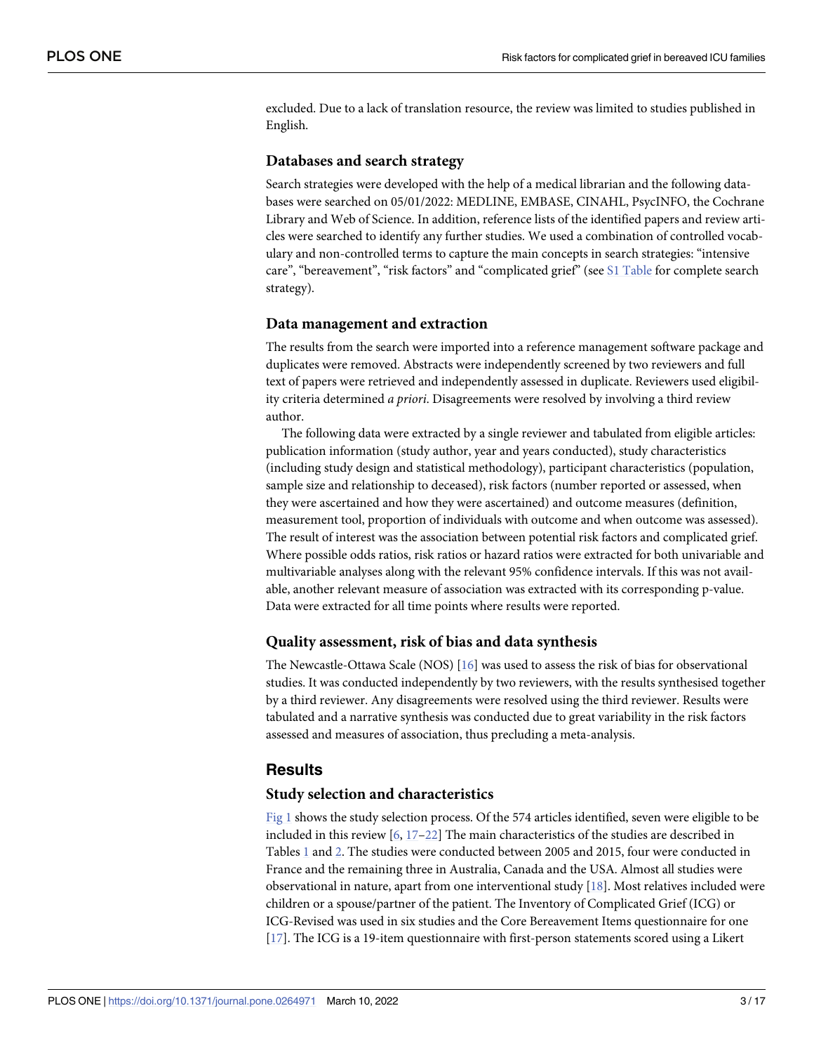excluded. Due to a lack of translation resource, the review was limited to studies published in English.

### Databases and search strategy

Search strategies were developed with the help of a medical librarian and the following databases were searched on 05/01/2022: MEDLINE, EMBASE, CINAHL, PsycINFO, the Cochrane Library and Web of Science. In addition, reference lists of the identified papers and review articles were searched to identify any further studies. We used a combination of controlled vocabulary and non-controlled terms to capture the main concepts in search strategies: "intensive care", "bereavement", "risk factors" and "complicated grief" (see S1 Table for complete search strategy).

### Data management and extraction

The results from the search were imported into a reference management software package and duplicates were removed. Abstracts were independently screened by two reviewers and full text of papers were retrieved and independently assessed in duplicate. Reviewers used eligibility criteria determined *a priori*. Disagreements were resolved by involving a third review author.

The following data were extracted by a single reviewer and tabulated from eligible articles: publication information (study author, year and years conducted), study characteristics (including study design and statistical methodology), participant characteristics (population, sample size and relationship to deceased), risk factors (number reported or assessed, when they were ascertained and how they were ascertained) and outcome measures (definition, measurement tool, proportion of individuals with outcome and when outcome was assessed). The result of interest was the association between potential risk factors and complicated grief. Where possible odds ratios, risk ratios or hazard ratios were extracted for both univariable and multivariable analyses along with the relevant 95% confidence intervals. If this was not available, another relevant measure of association was extracted with its corresponding p-value. Data were extracted for all time points where results were reported.

### Quality assessment, risk of bias and data synthesis

The Newcastle-Ottawa Scale (NOS) [16] was used to assess the risk of bias for observational studies. It was conducted independently by two reviewers, with the results synthesised together by a third reviewer. Any disagreements were resolved using the third reviewer. Results were tabulated and a narrative synthesis was conducted due to great variability in the risk factors assessed and measures of association, thus precluding a meta-analysis.

## Results

### Study selection and characteristics

Fig 1 shows the study selection process. Of the 574 articles identified, seven were eligible to be included in this review [6, 17–22] The main characteristics of the studies are described in Tables 1 and 2. The studies were conducted between 2005 and 2015, four were conducted in France and the remaining three in Australia, Canada and the USA. Almost all studies were observational in nature, apart from one interventional study [18]. Most relatives included were children or a spouse/partner of the patient. The Inventory of Complicated Grief (ICG) or ICG-Revised was used in six studies and the Core Bereavement Items questionnaire for one [17]. The ICG is a 19-item questionnaire with first-person statements scored using a Likert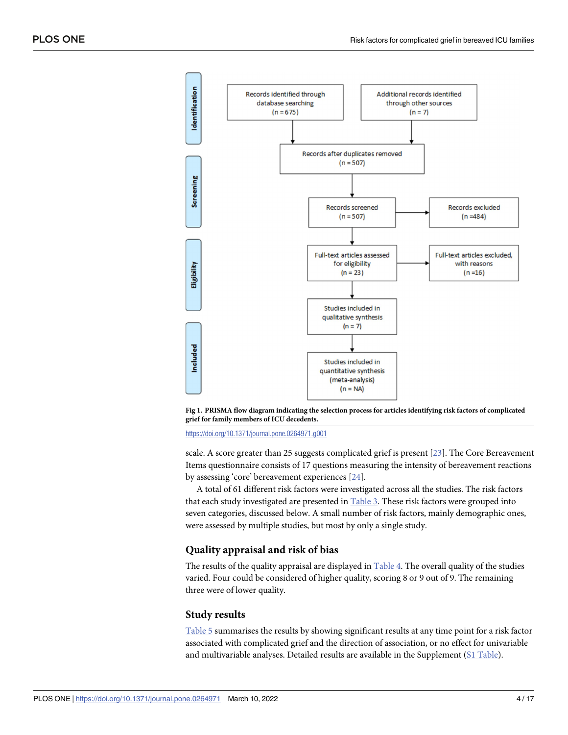Fig 1. PRISMA flow diagram indicating the selection process for articles identifying risk factors of complicated grief for family members of ICU decedents.

https://doi.org/10.1371/journal.pone.0264971.g001

scale. A score greater than 25 suggests complicated grief is present [23]. The Core Bereavement Items questionnaire consists of 17 questions measuring the intensity of bereavement reactions by assessing 'core' bereavement experiences [24].

A total of 61 different risk factors were investigated across all the studies. The risk factors that each study investigated are presented in Table 3. These risk factors were grouped into seven categories, discussed below. A small number of risk factors, mainly demographic ones, were assessed by multiple studies, but most by only a single study.

## Quality appraisal and risk of bias

The results of the quality appraisal are displayed in Table 4. The overall quality of the studies varied. Four could be considered of higher quality, scoring 8 or 9 out of 9. The remaining three were of lower quality.

## Study results

Table 5 summarises the results by showing significant results at any time point for a risk factor associated with complicated grief and the direction of association, or no effect for univariable and multivariable analyses. Detailed results are available in the Supplement (S1 Table).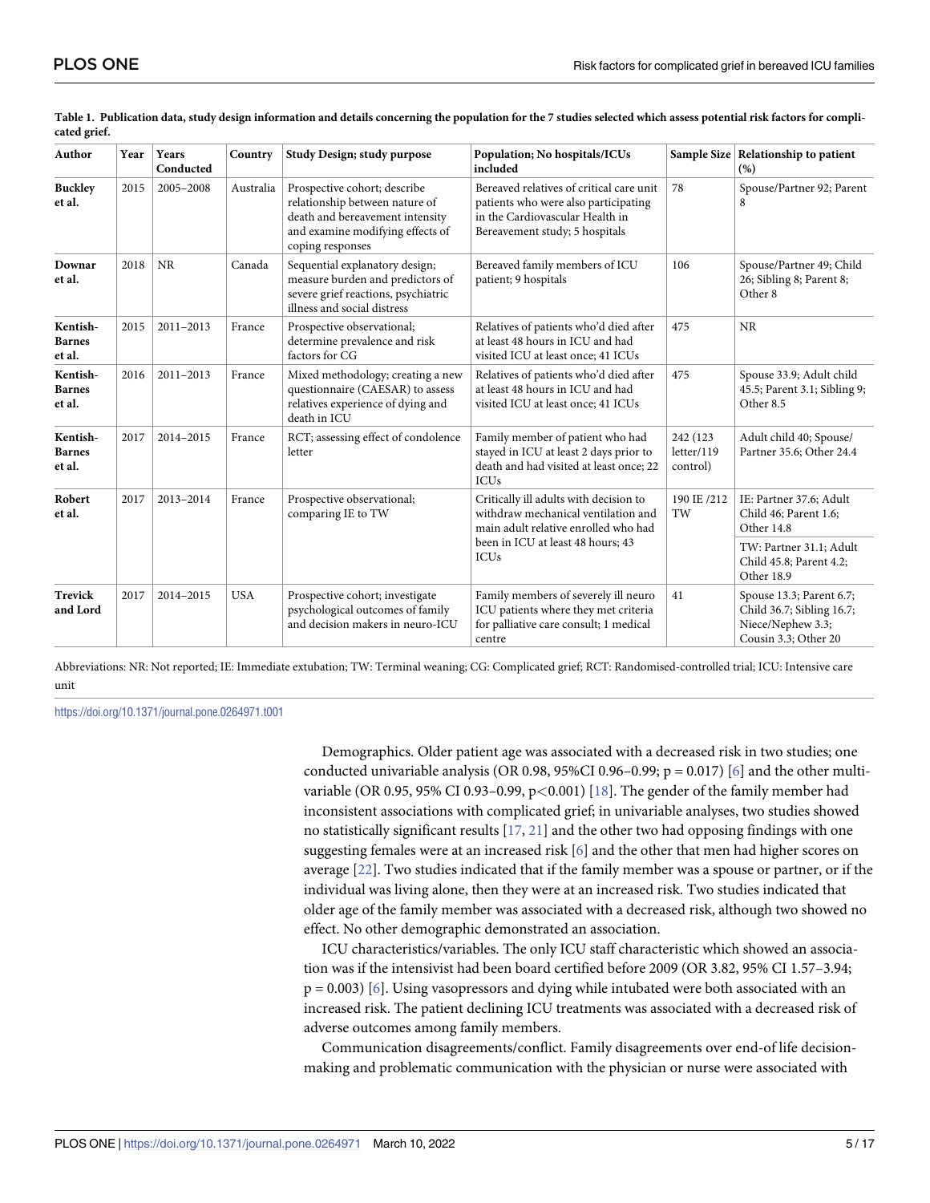**Table 1. Publication data, study design information and details concerning the population for the 7 studies selected which assess potential risk factors for complicated grief.**

| Author | Year | Years Conducted | Country | Study Design; study purpose | Population; No hospitals/ICUs included | Sample Size | Relationship to patient (%) |
|---|---|---|---|---|---|---|---|
| **Buckley et al.** | 2015 | 2005–2008 | Australia | Prospective cohort; describe relationship between nature of death and bereavement intensity and examine modifying effects of coping responses | Bereaved relatives of critical care unit patients who were also participating in the Cardiovascular Health in Bereavement study; 5 hospitals | 78 | Spouse/Partner 92; Parent 8 |
| **Downar et al.** | 2018 | NR | Canada | Sequential explanatory design; measure burden and predictors of severe grief reactions, psychiatric illness and social distress | Bereaved family members of ICU patient; 9 hospitals | 106 | Spouse/Partner 49; Child 26; Sibling 8; Parent 8; Other 8 |
| **Kentish-Barnes et al.** | 2015 | 2011–2013 | France | Prospective observational; determine prevalence and risk factors for CG | Relatives of patients who'd died after at least 48 hours in ICU and had visited ICU at least once; 41 ICUs | 475 | NR |
| **Kentish-Barnes et al.** | 2016 | 2011–2013 | France | Mixed methodology; creating a new questionnaire (CAESAR) to assess relatives experience of dying and death in ICU | Relatives of patients who'd died after at least 48 hours in ICU and had visited ICU at least once; 41 ICUs | 475 | Spouse 33.9; Adult child 45.5; Parent 3.1; Sibling 9; Other 8.5 |
| **Kentish-Barnes et al.** | 2017 | 2014–2015 | France | RCT; assessing effect of condolence letter | Family member of patient who had stayed in ICU at least 2 days prior to death and had visited at least once; 22 ICUs | 242 (123 letter/119 control) | Adult child 40; Spouse/Partner 35.6; Other 24.4 |
| **Robert et al.** | 2017 | 2013–2014 | France | Prospective observational; comparing IE to TW | Critically ill adults with decision to withdraw mechanical ventilation and main adult relative enrolled who had been in ICU at least 48 hours; 43 ICUs | 190 IE /212 TW | IE: Partner 37.6; Adult Child 46; Parent 1.6; Other 14.8 |
| | | | | | | | TW: Partner 31.1; Adult Child 45.8; Parent 4.2; Other 18.9 |
| **Trevick and Lord** | 2017 | 2014–2015 | USA | Prospective cohort; investigate psychological outcomes of family and decision makers in neuro-ICU | Family members of severely ill neuro ICU patients where they met criteria for palliative care consult; 1 medical centre | 41 | Spouse 13.3; Parent 6.7; Child 36.7; Sibling 16.7; Niece/Nephew 3.3; Cousin 3.3; Other 20 |

Abbreviations: NR: Not reported; IE: Immediate extubation; TW: Terminal weaning; CG: Complicated grief; RCT: Randomised-controlled trial; ICU: Intensive care unit

https://doi.org/10.1371/journal.pone.0264971.t001

Demographics. Older patient age was associated with a decreased risk in two studies; one conducted univariable analysis (OR 0.98, 95%CI 0.96–0.99; $p = 0.017$) [6] and the other multivariable (OR 0.95, 95% CI 0.93–0.99, $p<0.001$) [18]. The gender of the family member had inconsistent associations with complicated grief; in univariable analyses, two studies showed no statistically significant results [17, 21] and the other two had opposing findings with one suggesting females were at an increased risk [6] and the other that men had higher scores on average [22]. Two studies indicated that if the family member was a spouse or partner, or if the individual was living alone, then they were at an increased risk. Two studies indicated that older age of the family member was associated with a decreased risk, although two showed no effect. No other demographic demonstrated an association.

ICU characteristics/variables. The only ICU staff characteristic which showed an association was if the intensivist had been board certified before 2009 (OR 3.82, 95% CI 1.57–3.94; $p = 0.003$) [6]. Using vasopressors and dying while intubated were both associated with an increased risk. The patient declining ICU treatments was associated with a decreased risk of adverse outcomes among family members.

Communication disagreements/conflict. Family disagreements over end-of life decision-making and problematic communication with the physician or nurse were associated with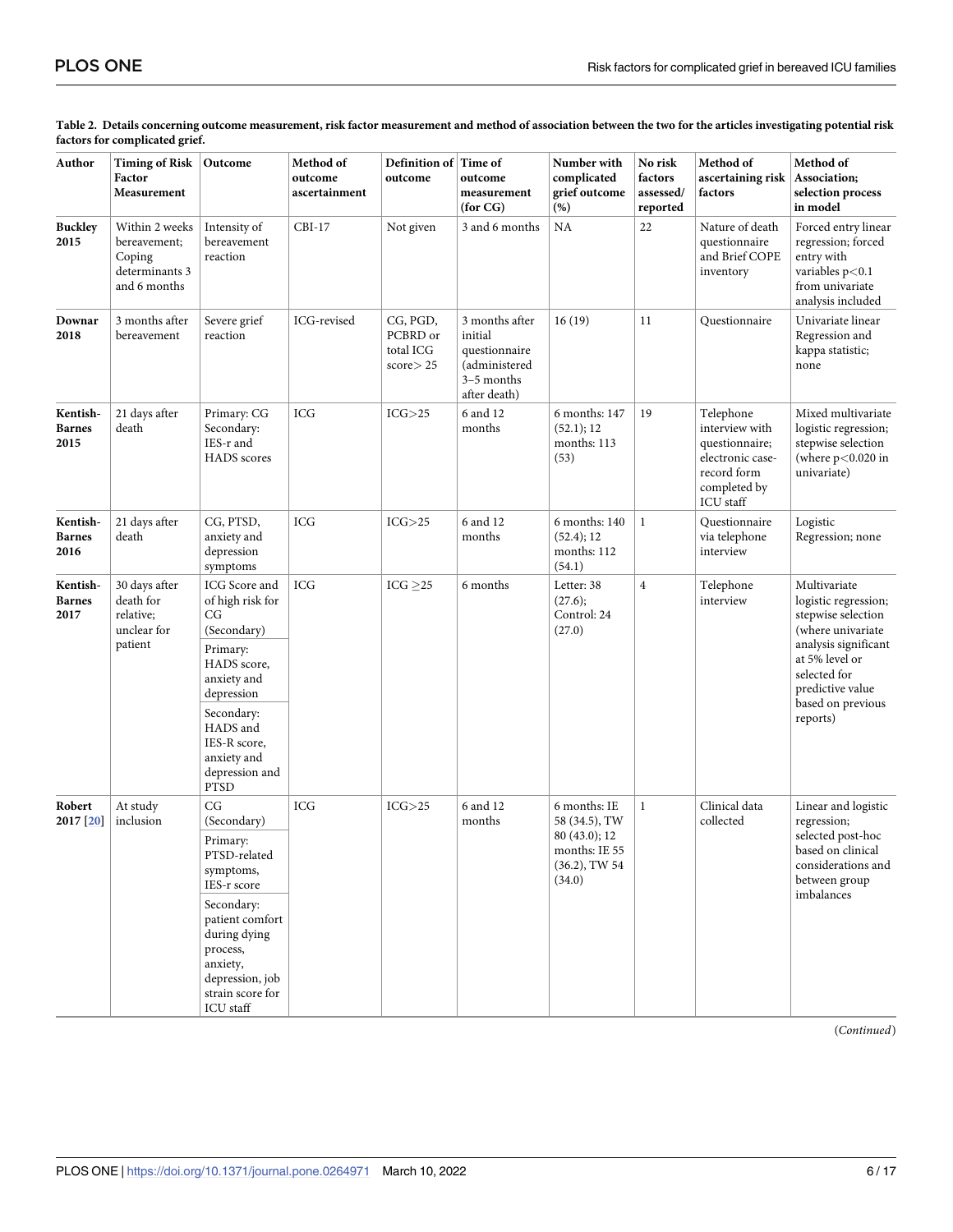**Table 2. Details concerning outcome measurement, risk factor measurement and method of association between the two for the articles investigating potential risk factors for complicated grief.**

| Author | Timing of Risk Factor Measurement | Outcome | Method of outcome ascertainment | Definition of outcome | Time of outcome measurement (for CG) | Number with complicated grief outcome (%) | No risk factors assessed/ reported | Method of ascertaining risk factors | Method of Association; selection process in model |
|---|---|---|---|---|---|---|---|---|---|
| **Buckley 2015** | Within 2 weeks bereavement; Coping determinants 3 and 6 months | Intensity of bereavement reaction | CBI-17 | Not given | 3 and 6 months | NA | 22 | Nature of death questionnaire and Brief COPE inventory | Forced entry linear regression; forced entry with variables $p<0.1$ from univariate analysis included |
| **Downar 2018** | 3 months after bereavement | Severe grief reaction | ICG-revised | CG, PGD, PCBRD or total ICG score> 25 | 3 months after initial questionnaire (administered 3–5 months after death) | 16 (19) | 11 | Questionnaire | Univariate linear Regression and kappa statistic; none |
| **Kentish-Barnes 2015** | 21 days after death | Primary: CG Secondary: IES-r and HADS scores | ICG | ICG>25 | 6 and 12 months | 6 months: 147 (52.1); 12 months: 113 (53) | 19 | Telephone interview with questionnaire; electronic case-record form completed by ICU staff | Mixed multivariate logistic regression; stepwise selection (where $p<0.020$ in univariate) |
| **Kentish-Barnes 2016** | 21 days after death | CG, PTSD, anxiety and depression symptoms | ICG | ICG>25 | 6 and 12 months | 6 months: 140 (52.4); 12 months: 112 (54.1) | 1 | Questionnaire via telephone interview | Logistic Regression; none |
| **Kentish-Barnes 2017** | 30 days after death for relative; unclear for patient | ICG Score and of high risk for CG (Secondary); Primary: HADS score, anxiety and depression; Secondary: HADS and IES-R score, anxiety and depression and PTSD | ICG | ICG ≥25 | 6 months | Letter: 38 (27.6); Control: 24 (27.0) | 4 | Telephone interview | Multivariate logistic regression; stepwise selection (where univariate analysis significant at 5% level or selected for predictive value based on previous reports) |
| **Robert 2017 [20]** | At study inclusion | CG (Secondary); Primary: PTSD-related symptoms, IES-r score; Secondary: patient comfort during dying process, anxiety, depression, job strain score for ICU staff | ICG | ICG>25 | 6 and 12 months | 6 months: IE 58 (34.5), TW 80 (43.0); 12 months: IE 55 (36.2), TW 54 (34.0) | 1 | Clinical data collected | Linear and logistic regression; selected post-hoc based on clinical considerations and between group imbalances |

(*Continued*)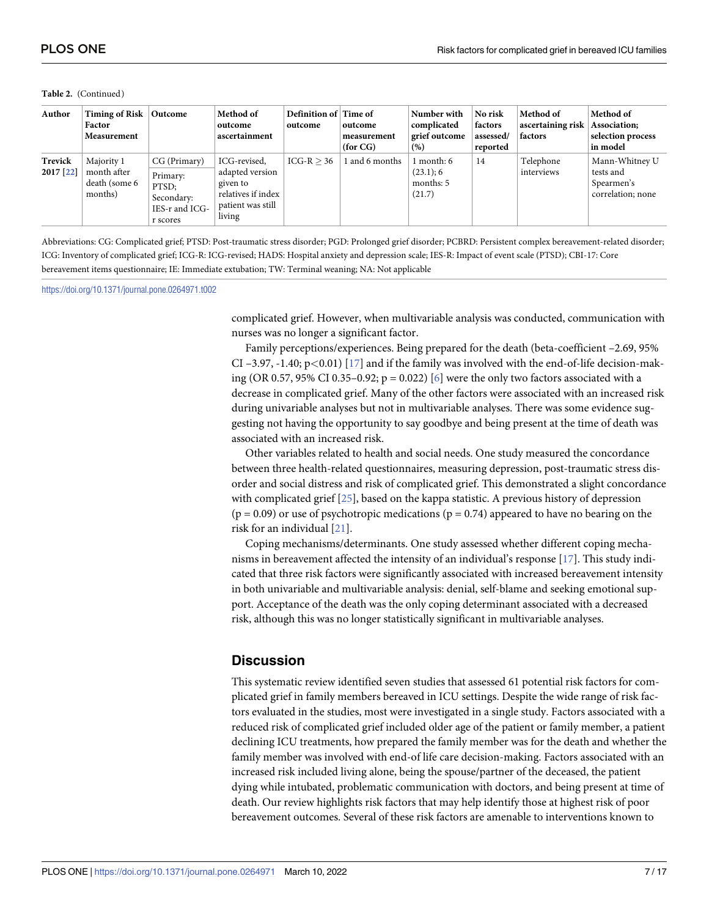**Table 2.** (Continued)

| Author | Timing of Risk Factor Measurement | Outcome | Method of outcome ascertainment | Definition of outcome | Time of outcome measurement (for CG) | Number with complicated grief outcome (%) | No risk factors assessed/ reported | Method of ascertaining risk factors | Method of Association; selection process in model |
|---|---|---|---|---|---|---|---|---|---|
| **Trevick 2017** [22] | Majority 1 month after death (some 6 months) | CG (Primary) Primary: PTSD; Secondary: IES-r and ICG-r scores | ICG-revised, adapted version given to relatives if index patient was still living | ICG-R ≥ 36 | 1 and 6 months | 1 month: 6 (23.1); 6 months: 5 (21.7) | 14 | Telephone interviews | Mann-Whitney U tests and Spearmen's correlation; none |

Abbreviations: CG: Complicated grief; PTSD: Post-traumatic stress disorder; PGD: Prolonged grief disorder; PCBRD: Persistent complex bereavement-related disorder; ICG: Inventory of complicated grief; ICG-R: ICG-revised; HADS: Hospital anxiety and depression scale; IES-R: Impact of event scale (PTSD); CBI-17: Core bereavement items questionnaire; IE: Immediate extubation; TW: Terminal weaning; NA: Not applicable

https://doi.org/10.1371/journal.pone.0264971.t002

complicated grief. However, when multivariable analysis was conducted, communication with nurses was no longer a significant factor.

Family perceptions/experiences. Being prepared for the death (beta-coefficient –2.69, 95% CI –3.97, -1.40; $p<0.01$) [17] and if the family was involved with the end-of-life decision-making (OR 0.57, 95% CI 0.35–0.92; $p = 0.022$) [6] were the only two factors associated with a decrease in complicated grief. Many of the other factors were associated with an increased risk during univariable analyses but not in multivariable analyses. There was some evidence suggesting not having the opportunity to say goodbye and being present at the time of death was associated with an increased risk.

Other variables related to health and social needs. One study measured the concordance between three health-related questionnaires, measuring depression, post-traumatic stress disorder and social distress and risk of complicated grief. This demonstrated a slight concordance with complicated grief [25], based on the kappa statistic. A previous history of depression ($p = 0.09$) or use of psychotropic medications ($p = 0.74$) appeared to have no bearing on the risk for an individual [21].

Coping mechanisms/determinants. One study assessed whether different coping mechanisms in bereavement affected the intensity of an individual's response [17]. This study indicated that three risk factors were significantly associated with increased bereavement intensity in both univariable and multivariable analysis: denial, self-blame and seeking emotional support. Acceptance of the death was the only coping determinant associated with a decreased risk, although this was no longer statistically significant in multivariable analyses.

## Discussion

This systematic review identified seven studies that assessed 61 potential risk factors for complicated grief in family members bereaved in ICU settings. Despite the wide range of risk factors evaluated in the studies, most were investigated in a single study. Factors associated with a reduced risk of complicated grief included older age of the patient or family member, a patient declining ICU treatments, how prepared the family member was for the death and whether the family member was involved with end-of life care decision-making. Factors associated with an increased risk included living alone, being the spouse/partner of the deceased, the patient dying while intubated, problematic communication with doctors, and being present at time of death. Our review highlights risk factors that may help identify those at highest risk of poor bereavement outcomes. Several of these risk factors are amenable to interventions known to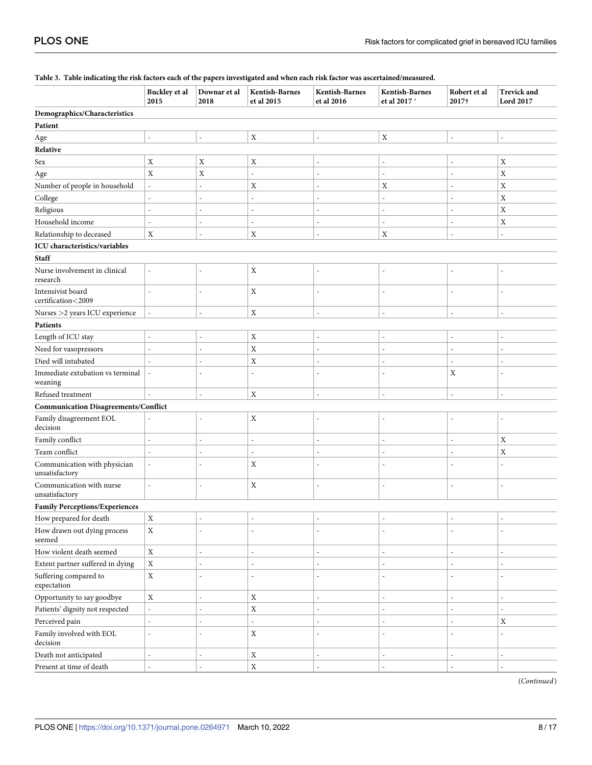**Table 3. Table indicating the risk factors each of the papers investigated and when each risk factor was ascertained/measured.**

| | Buckley et al 2015 | Downar et al 2018 | Kentish-Barnes et al 2015 | Kentish-Barnes et al 2016 | Kentish-Barnes et al 2017 * | Robert et al 2017† | Trevick and Lord 2017 |
|---|---|---|---|---|---|---|---|
| **Demographics/Characteristics** | | | | | | | |
| **Patient** | | | | | | | |
| Age | - | - | X | - | X | - | - |
| **Relative** | | | | | | | |
| Sex | X | X | X | - | - | - | X |
| Age | X | X | - | - | - | - | X |
| Number of people in household | - | - | X | - | X | - | X |
| College | - | - | - | - | - | - | X |
| Religious | - | - | - | - | - | - | X |
| Household income | - | - | - | - | - | - | X |
| Relationship to deceased | X | - | X | - | X | - | - |
| **ICU characteristics/variables** | | | | | | | |
| **Staff** | | | | | | | |
| Nurse involvement in clinical research | - | - | X | - | - | - | - |
| Intensivist board certification<2009 | - | - | X | - | - | - | - |
| Nurses >2 years ICU experience | - | - | X | - | - | - | - |
| **Patients** | | | | | | | |
| Length of ICU stay | - | - | X | - | - | - | - |
| Need for vasopressors | - | - | X | - | - | - | - |
| Died will intubated | - | - | X | - | - | - | - |
| Immediate extubation vs terminal weaning | - | - | - | - | - | X | - |
| Refused treatment | - | - | X | - | - | - | - |
| **Communication Disagreements/Conflict** | | | | | | | |
| Family disagreement EOL decision | - | - | X | - | - | - | - |
| Family conflict | - | - | - | - | - | - | X |
| Team conflict | - | - | - | - | - | - | X |
| Communication with physician unsatisfactory | - | - | X | - | - | - | - |
| Communication with nurse unsatisfactory | - | - | X | - | - | - | - |
| **Family Perceptions/Experiences** | | | | | | | |
| How prepared for death | X | - | - | - | - | - | - |
| How drawn out dying process seemed | X | - | - | - | - | - | - |
| How violent death seemed | X | - | - | - | - | - | - |
| Extent partner suffered in dying | X | - | - | - | - | - | - |
| Suffering compared to expectation | X | - | - | - | - | - | - |
| Opportunity to say goodbye | X | - | X | - | - | - | - |
| Patients' dignity not respected | - | - | X | - | - | - | - |
| Perceived pain | - | - | - | - | - | - | X |
| Family involved with EOL decision | - | - | X | - | - | - | - |
| Death not anticipated | - | - | X | - | - | - | - |
| Present at time of death | - | - | X | - | - | - | - |

(*Continued*)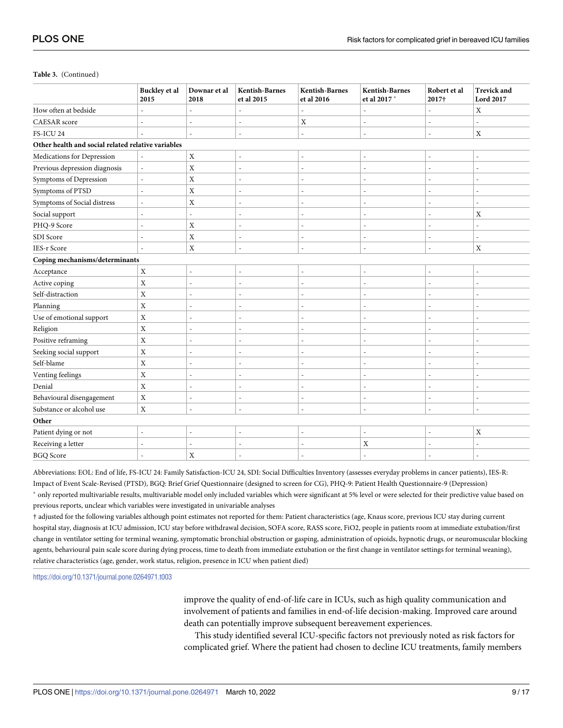**Table 3.** (Continued)

| | Buckley et al 2015 | Downar et al 2018 | Kentish-Barnes et al 2015 | Kentish-Barnes et al 2016 | Kentish-Barnes et al 2017 * | Robert et al 2017† | Trevick and Lord 2017 |
|---|---|---|---|---|---|---|---|
| How often at bedside | - | - | - | - | - | - | X |
| CAESAR score | - | - | - | X | - | - | - |
| FS-ICU 24 | - | - | - | - | - | - | X |
| **Other health and social related relative variables** | | | | | | | |
| Medications for Depression | - | X | - | - | - | - | - |
| Previous depression diagnosis | - | X | - | - | - | - | - |
| Symptoms of Depression | - | X | - | - | - | - | - |
| Symptoms of PTSD | - | X | - | - | - | - | - |
| Symptoms of Social distress | - | X | - | - | - | - | - |
| Social support | - | - | - | - | - | - | X |
| PHQ-9 Score | - | X | - | - | - | - | - |
| SDI Score | - | X | - | - | - | - | - |
| IES-r Score | - | X | - | - | - | - | X |
| **Coping mechanisms/determinants** | | | | | | | |
| Acceptance | X | - | - | - | - | - | - |
| Active coping | X | - | - | - | - | - | - |
| Self-distraction | X | - | - | - | - | - | - |
| Planning | X | - | - | - | - | - | - |
| Use of emotional support | X | - | - | - | - | - | - |
| Religion | X | - | - | - | - | - | - |
| Positive reframing | X | - | - | - | - | - | - |
| Seeking social support | X | - | - | - | - | - | - |
| Self-blame | X | - | - | - | - | - | - |
| Venting feelings | X | - | - | - | - | - | - |
| Denial | X | - | - | - | - | - | - |
| Behavioural disengagement | X | - | - | - | - | - | - |
| Substance or alcohol use | X | - | - | - | - | - | - |
| **Other** | | | | | | | |
| Patient dying or not | - | - | - | - | - | - | X |
| Receiving a letter | - | - | - | - | X | - | - |
| BGQ Score | - | X | - | - | - | - | - |

Abbreviations: EOL: End of life, FS-ICU 24: Family Satisfaction-ICU 24, SDI: Social Difficulties Inventory (assesses everyday problems in cancer patients), IES-R: Impact of Event Scale-Revised (PTSD), BGQ: Brief Grief Questionnaire (designed to screen for CG), PHQ-9: Patient Health Questionnaire-9 (Depression)

* only reported multivariable results, multivariable model only included variables which were significant at 5% level or were selected for their predictive value based on previous reports, unclear which variables were investigated in univariable analyses

† adjusted for the following variables although point estimates not reported for them: Patient characteristics (age, Knaus score, previous ICU stay during current hospital stay, diagnosis at ICU admission, ICU stay before withdrawal decision, SOFA score, RASS score, FiO2, people in patients room at immediate extubation/first change in ventilator setting for terminal weaning, symptomatic bronchial obstruction or gasping, administration of opioids, hypnotic drugs, or neuromuscular blocking agents, behavioural pain scale score during dying process, time to death from immediate extubation or the first change in ventilator settings for terminal weaning), relative characteristics (age, gender, work status, religion, presence in ICU when patient died)

https://doi.org/10.1371/journal.pone.0264971.t003

improve the quality of end-of-life care in ICUs, such as high quality communication and involvement of patients and families in end-of-life decision-making. Improved care around death can potentially improve subsequent bereavement experiences.

This study identified several ICU-specific factors not previously noted as risk factors for complicated grief. Where the patient had chosen to decline ICU treatments, family members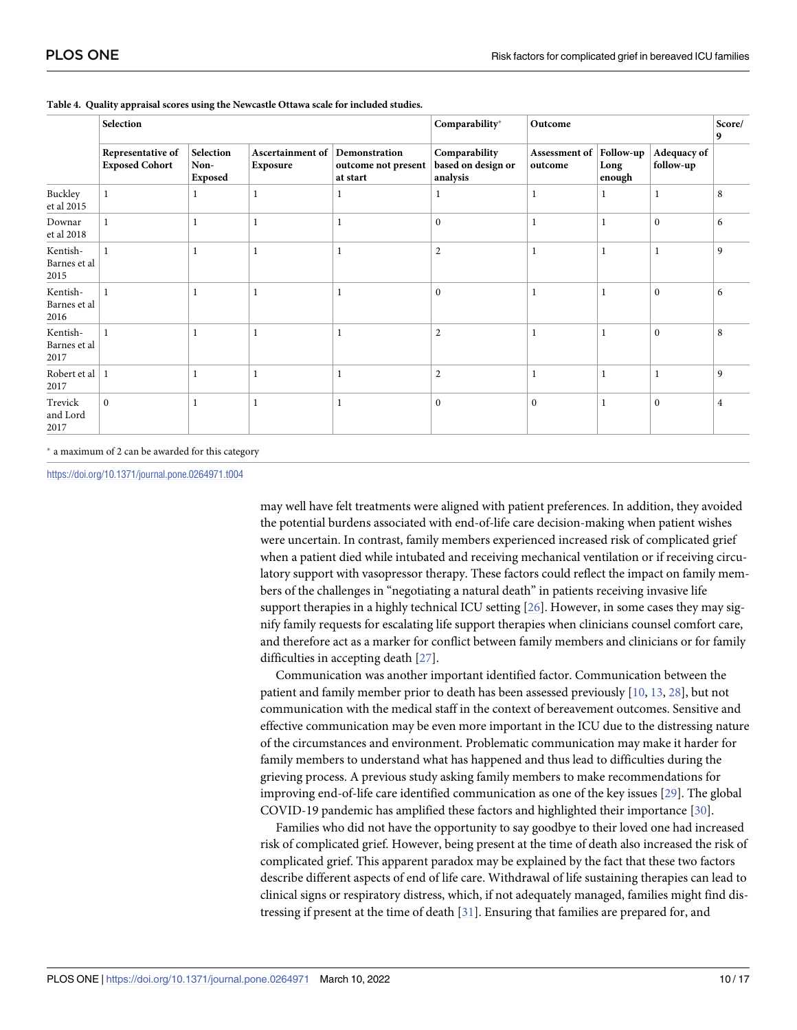**Table 4. Quality appraisal scores using the Newcastle Ottawa scale for included studies.**

| | Selection | | | | Comparability* | Outcome | | | Score/9 |
|---|---|---|---|---|---|---|---|---|---|
| | Representative of Exposed Cohort | Selection Non-Exposed | Ascertainment of Exposure | Demonstration outcome not present at start | Comparability based on design or analysis | Assessment of outcome | Follow-up Long enough | Adequacy of follow-up | |
| Buckley et al 2015 | 1 | 1 | 1 | 1 | 1 | 1 | 1 | 1 | 8 |
| Downar et al 2018 | 1 | 1 | 1 | 1 | 0 | 1 | 1 | 0 | 6 |
| Kentish-Barnes et al 2015 | 1 | 1 | 1 | 1 | 2 | 1 | 1 | 1 | 9 |
| Kentish-Barnes et al 2016 | 1 | 1 | 1 | 1 | 0 | 1 | 1 | 0 | 6 |
| Kentish-Barnes et al 2017 | 1 | 1 | 1 | 1 | 2 | 1 | 1 | 0 | 8 |
| Robert et al 2017 | 1 | 1 | 1 | 1 | 2 | 1 | 1 | 1 | 9 |
| Trevick and Lord 2017 | 0 | 1 | 1 | 1 | 0 | 0 | 1 | 0 | 4 |

* a maximum of 2 can be awarded for this category

https://doi.org/10.1371/journal.pone.0264971.t004

may well have felt treatments were aligned with patient preferences. In addition, they avoided the potential burdens associated with end-of-life care decision-making when patient wishes were uncertain. In contrast, family members experienced increased risk of complicated grief when a patient died while intubated and receiving mechanical ventilation or if receiving circulatory support with vasopressor therapy. These factors could reflect the impact on family members of the challenges in "negotiating a natural death" in patients receiving invasive life support therapies in a highly technical ICU setting [26]. However, in some cases they may signify family requests for escalating life support therapies when clinicians counsel comfort care, and therefore act as a marker for conflict between family members and clinicians or for family difficulties in accepting death [27].

Communication was another important identified factor. Communication between the patient and family member prior to death has been assessed previously [10, 13, 28], but not communication with the medical staff in the context of bereavement outcomes. Sensitive and effective communication may be even more important in the ICU due to the distressing nature of the circumstances and environment. Problematic communication may make it harder for family members to understand what has happened and thus lead to difficulties during the grieving process. A previous study asking family members to make recommendations for improving end-of-life care identified communication as one of the key issues [29]. The global COVID-19 pandemic has amplified these factors and highlighted their importance [30].

Families who did not have the opportunity to say goodbye to their loved one had increased risk of complicated grief. However, being present at the time of death also increased the risk of complicated grief. This apparent paradox may be explained by the fact that these two factors describe different aspects of end of life care. Withdrawal of life sustaining therapies can lead to clinical signs or respiratory distress, which, if not adequately managed, families might find distressing if present at the time of death [31]. Ensuring that families are prepared for, and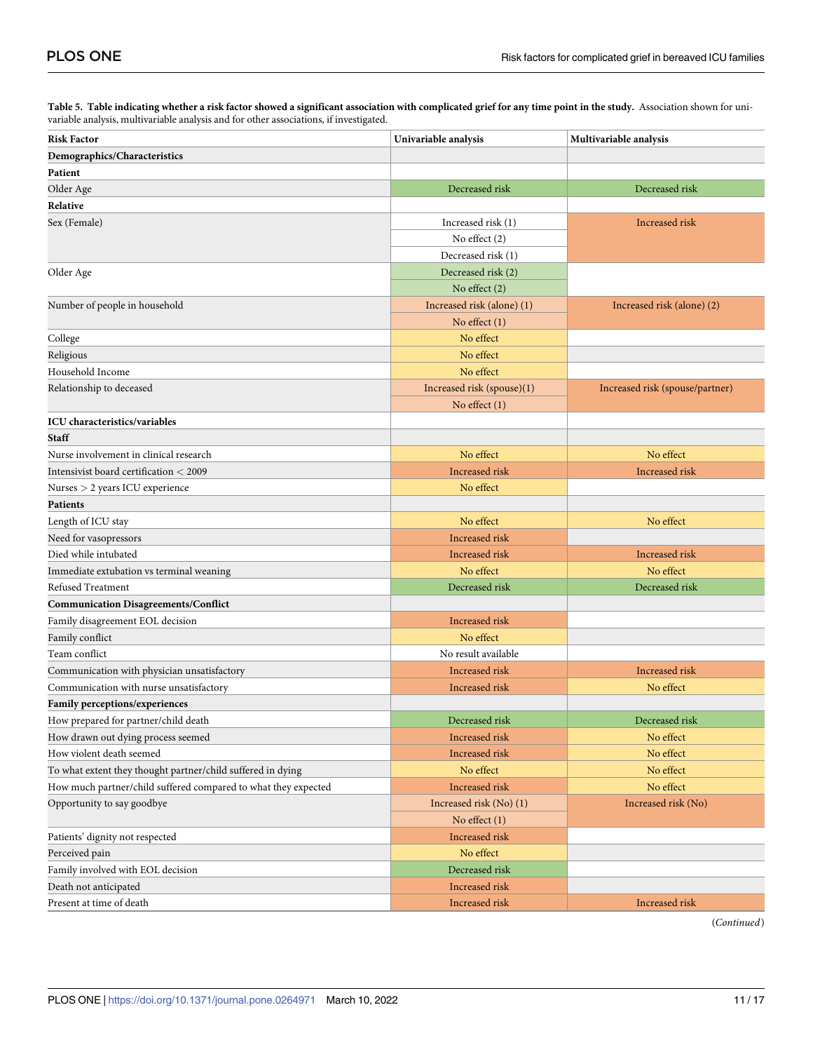**Table 5. Table indicating whether a risk factor showed a significant association with complicated grief for any time point in the study.** Association shown for univariable analysis, multivariable analysis and for other associations, if investigated.

| Risk Factor | Univariable analysis | Multivariable analysis |
|---|---|---|
| **Demographics/Characteristics** | | |
| **Patient** | | |
| Older Age | Decreased risk | Decreased risk |
| **Relative** | | |
| Sex (Female) | Increased risk (1)<br>No effect (2)<br>Decreased risk (1) | Increased risk |
| Older Age | Decreased risk (2)<br>No effect (2) | |
| Number of people in household | Increased risk (alone) (1)<br>No effect (1) | Increased risk (alone) (2) |
| College | No effect | |
| Religious | No effect | |
| Household Income | No effect | |
| Relationship to deceased | Increased risk (spouse)(1)<br>No effect (1) | Increased risk (spouse/partner) |
| **ICU characteristics/variables** | | |
| **Staff** | | |
| Nurse involvement in clinical research | No effect | No effect |
| Intensivist board certification < 2009 | Increased risk | Increased risk |
| Nurses > 2 years ICU experience | No effect | |
| **Patients** | | |
| Length of ICU stay | No effect | No effect |
| Need for vasopressors | Increased risk | |
| Died while intubated | Increased risk | Increased risk |
| Immediate extubation vs terminal weaning | No effect | No effect |
| Refused Treatment | Decreased risk | Decreased risk |
| **Communication Disagreements/Conflict** | | |
| Family disagreement EOL decision | Increased risk | |
| Family conflict | No effect | |
| Team conflict | No result available | |
| Communication with physician unsatisfactory | Increased risk | Increased risk |
| Communication with nurse unsatisfactory | Increased risk | No effect |
| **Family perceptions/experiences** | | |
| How prepared for partner/child death | Decreased risk | Decreased risk |
| How drawn out dying process seemed | Increased risk | No effect |
| How violent death seemed | Increased risk | No effect |
| To what extent they thought partner/child suffered in dying | No effect | No effect |
| How much partner/child suffered compared to what they expected | Increased risk | No effect |
| Opportunity to say goodbye | Increased risk (No) (1)<br>No effect (1) | Increased risk (No) |
| Patients' dignity not respected | Increased risk | |
| Perceived pain | No effect | |
| Family involved with EOL decision | Decreased risk | |
| Death not anticipated | Increased risk | |
| Present at time of death | Increased risk | Increased risk |

(*Continued*)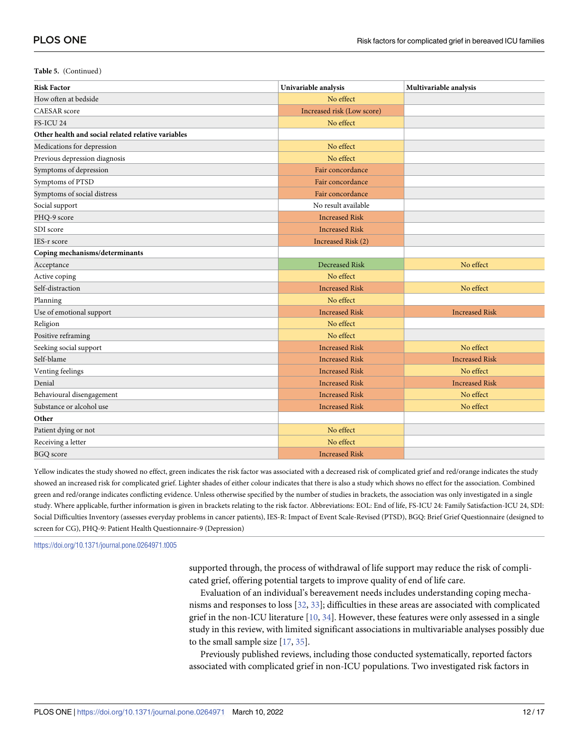**Table 5.** (Continued)

| Risk Factor | Univariable analysis | Multivariable analysis |
|---|---|---|
| How often at bedside | No effect | |
| CAESAR score | Increased risk (Low score) | |
| FS-ICU 24 | No effect | |
| **Other health and social related relative variables** | | |
| Medications for depression | No effect | |
| Previous depression diagnosis | No effect | |
| Symptoms of depression | Fair concordance | |
| Symptoms of PTSD | Fair concordance | |
| Symptoms of social distress | Fair concordance | |
| Social support | No result available | |
| PHQ-9 score | Increased Risk | |
| SDI score | Increased Risk | |
| IES-r score | Increased Risk (2) | |
| **Coping mechanisms/determinants** | | |
| Acceptance | Decreased Risk | No effect |
| Active coping | No effect | |
| Self-distraction | Increased Risk | No effect |
| Planning | No effect | |
| Use of emotional support | Increased Risk | Increased Risk |
| Religion | No effect | |
| Positive reframing | No effect | |
| Seeking social support | Increased Risk | No effect |
| Self-blame | Increased Risk | Increased Risk |
| Venting feelings | Increased Risk | No effect |
| Denial | Increased Risk | Increased Risk |
| Behavioural disengagement | Increased Risk | No effect |
| Substance or alcohol use | Increased Risk | No effect |
| **Other** | | |
| Patient dying or not | No effect | |
| Receiving a letter | No effect | |
| BGQ score | Increased Risk | |

Yellow indicates the study showed no effect, green indicates the risk factor was associated with a decreased risk of complicated grief and red/orange indicates the study showed an increased risk for complicated grief. Lighter shades of either colour indicates that there is also a study which shows no effect for the association. Combined green and red/orange indicates conflicting evidence. Unless otherwise specified by the number of studies in brackets, the association was only investigated in a single study. Where applicable, further information is given in brackets relating to the risk factor. Abbreviations: EOL: End of life, FS-ICU 24: Family Satisfaction-ICU 24, SDI: Social Difficulties Inventory (assesses everyday problems in cancer patients), IES-R: Impact of Event Scale-Revised (PTSD), BGQ: Brief Grief Questionnaire (designed to screen for CG), PHQ-9: Patient Health Questionnaire-9 (Depression)

https://doi.org/10.1371/journal.pone.0264971.t005

supported through, the process of withdrawal of life support may reduce the risk of complicated grief, offering potential targets to improve quality of end of life care.

Evaluation of an individual's bereavement needs includes understanding coping mechanisms and responses to loss [32, 33]; difficulties in these areas are associated with complicated grief in the non-ICU literature [10, 34]. However, these features were only assessed in a single study in this review, with limited significant associations in multivariable analyses possibly due to the small sample size [17, 35].

Previously published reviews, including those conducted systematically, reported factors associated with complicated grief in non-ICU populations. Two investigated risk factors in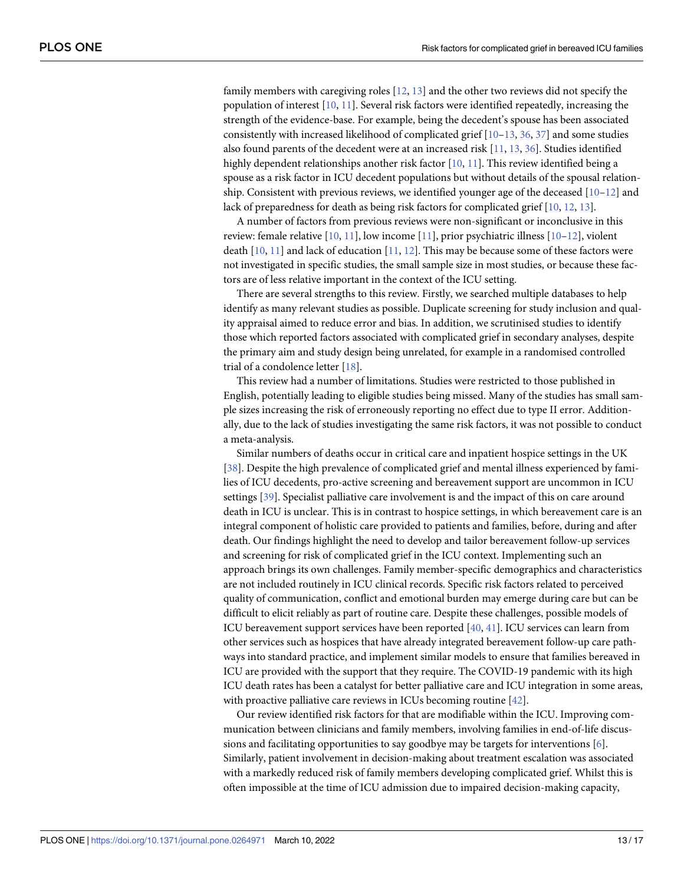family members with caregiving roles [12, 13] and the other two reviews did not specify the population of interest [10, 11]. Several risk factors were identified repeatedly, increasing the strength of the evidence-base. For example, being the decedent's spouse has been associated consistently with increased likelihood of complicated grief [10–13, 36, 37] and some studies also found parents of the decedent were at an increased risk [11, 13, 36]. Studies identified highly dependent relationships another risk factor [10, 11]. This review identified being a spouse as a risk factor in ICU decedent populations but without details of the spousal relationship. Consistent with previous reviews, we identified younger age of the deceased [10–12] and lack of preparedness for death as being risk factors for complicated grief [10, 12, 13].

A number of factors from previous reviews were non-significant or inconclusive in this review: female relative [10, 11], low income [11], prior psychiatric illness [10–12], violent death [10, 11] and lack of education [11, 12]. This may be because some of these factors were not investigated in specific studies, the small sample size in most studies, or because these factors are of less relative important in the context of the ICU setting.

There are several strengths to this review. Firstly, we searched multiple databases to help identify as many relevant studies as possible. Duplicate screening for study inclusion and quality appraisal aimed to reduce error and bias. In addition, we scrutinised studies to identify those which reported factors associated with complicated grief in secondary analyses, despite the primary aim and study design being unrelated, for example in a randomised controlled trial of a condolence letter [18].

This review had a number of limitations. Studies were restricted to those published in English, potentially leading to eligible studies being missed. Many of the studies has small sample sizes increasing the risk of erroneously reporting no effect due to type II error. Additionally, due to the lack of studies investigating the same risk factors, it was not possible to conduct a meta-analysis.

Similar numbers of deaths occur in critical care and inpatient hospice settings in the UK [38]. Despite the high prevalence of complicated grief and mental illness experienced by families of ICU decedents, pro-active screening and bereavement support are uncommon in ICU settings [39]. Specialist palliative care involvement is and the impact of this on care around death in ICU is unclear. This is in contrast to hospice settings, in which bereavement care is an integral component of holistic care provided to patients and families, before, during and after death. Our findings highlight the need to develop and tailor bereavement follow-up services and screening for risk of complicated grief in the ICU context. Implementing such an approach brings its own challenges. Family member-specific demographics and characteristics are not included routinely in ICU clinical records. Specific risk factors related to perceived quality of communication, conflict and emotional burden may emerge during care but can be difficult to elicit reliably as part of routine care. Despite these challenges, possible models of ICU bereavement support services have been reported [40, 41]. ICU services can learn from other services such as hospices that have already integrated bereavement follow-up care pathways into standard practice, and implement similar models to ensure that families bereaved in ICU are provided with the support that they require. The COVID-19 pandemic with its high ICU death rates has been a catalyst for better palliative care and ICU integration in some areas, with proactive palliative care reviews in ICUs becoming routine [42].

Our review identified risk factors for that are modifiable within the ICU. Improving communication between clinicians and family members, involving families in end-of-life discussions and facilitating opportunities to say goodbye may be targets for interventions [6]. Similarly, patient involvement in decision-making about treatment escalation was associated with a markedly reduced risk of family members developing complicated grief. Whilst this is often impossible at the time of ICU admission due to impaired decision-making capacity,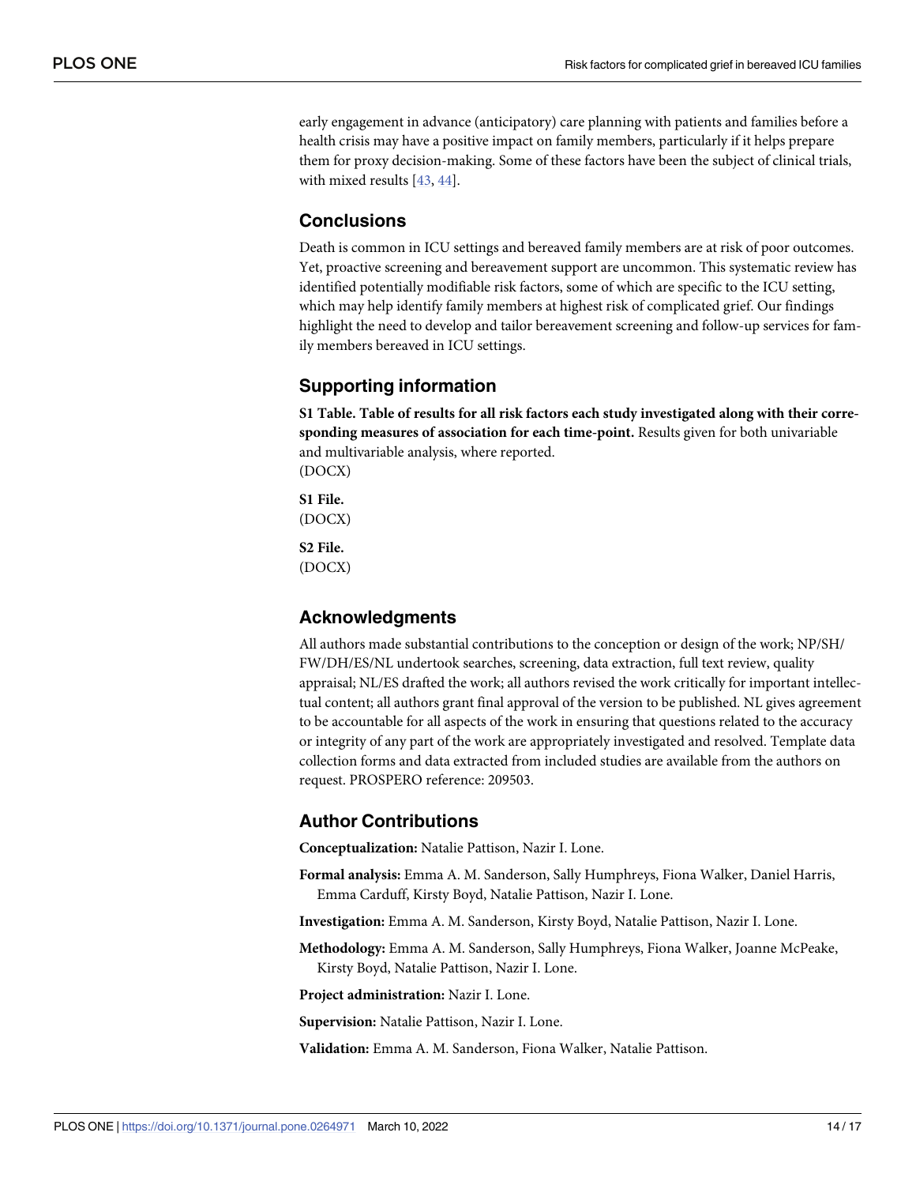early engagement in advance (anticipatory) care planning with patients and families before a health crisis may have a positive impact on family members, particularly if it helps prepare them for proxy decision-making. Some of these factors have been the subject of clinical trials, with mixed results [43, 44].

## Conclusions

Death is common in ICU settings and bereaved family members are at risk of poor outcomes. Yet, proactive screening and bereavement support are uncommon. This systematic review has identified potentially modifiable risk factors, some of which are specific to the ICU setting, which may help identify family members at highest risk of complicated grief. Our findings highlight the need to develop and tailor bereavement screening and follow-up services for family members bereaved in ICU settings.

## Supporting information

**S1 Table. Table of results for all risk factors each study investigated along with their corresponding measures of association for each time-point.** Results given for both univariable and multivariable analysis, where reported.
(DOCX)

**S1 File.**
(DOCX)

**S2 File.**
(DOCX)

## Acknowledgments

All authors made substantial contributions to the conception or design of the work; NP/SH/FW/DH/ES/NL undertook searches, screening, data extraction, full text review, quality appraisal; NL/ES drafted the work; all authors revised the work critically for important intellectual content; all authors grant final approval of the version to be published. NL gives agreement to be accountable for all aspects of the work in ensuring that questions related to the accuracy or integrity of any part of the work are appropriately investigated and resolved. Template data collection forms and data extracted from included studies are available from the authors on request. PROSPERO reference: 209503.

## Author Contributions

**Conceptualization:** Natalie Pattison, Nazir I. Lone.

**Formal analysis:** Emma A. M. Sanderson, Sally Humphreys, Fiona Walker, Daniel Harris, Emma Carduff, Kirsty Boyd, Natalie Pattison, Nazir I. Lone.

**Investigation:** Emma A. M. Sanderson, Kirsty Boyd, Natalie Pattison, Nazir I. Lone.

**Methodology:** Emma A. M. Sanderson, Sally Humphreys, Fiona Walker, Joanne McPeake, Kirsty Boyd, Natalie Pattison, Nazir I. Lone.

**Project administration:** Nazir I. Lone.

**Supervision:** Natalie Pattison, Nazir I. Lone.

**Validation:** Emma A. M. Sanderson, Fiona Walker, Natalie Pattison.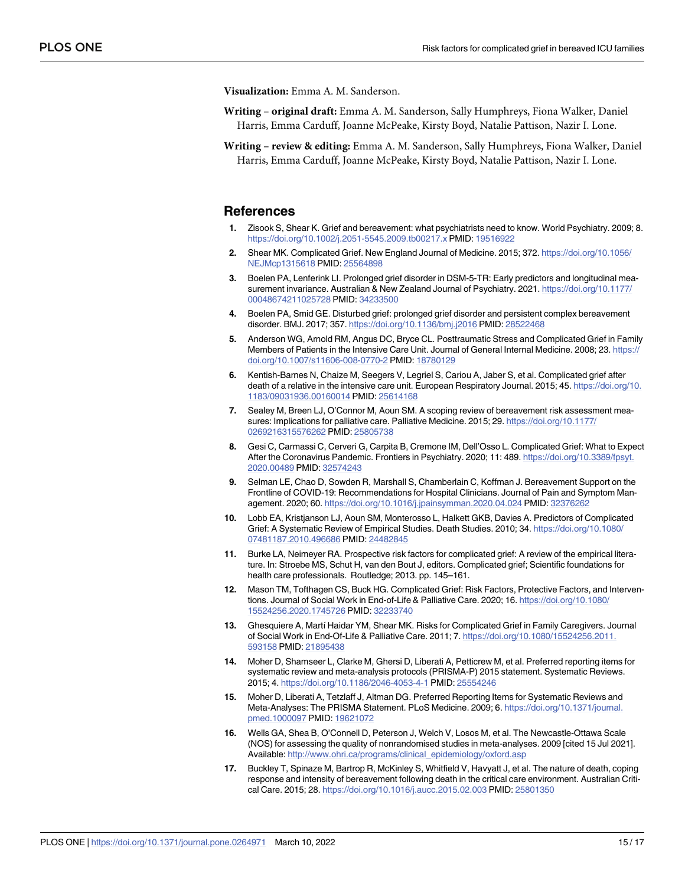**Visualization:** Emma A. M. Sanderson.

**Writing – original draft:** Emma A. M. Sanderson, Sally Humphreys, Fiona Walker, Daniel Harris, Emma Carduff, Joanne McPeake, Kirsty Boyd, Natalie Pattison, Nazir I. Lone.

**Writing – review & editing:** Emma A. M. Sanderson, Sally Humphreys, Fiona Walker, Daniel Harris, Emma Carduff, Joanne McPeake, Kirsty Boyd, Natalie Pattison, Nazir I. Lone.

## References

1. Zisook S, Shear K. Grief and bereavement: what psychiatrists need to know. World Psychiatry. 2009; 8. https://doi.org/10.1002/j.2051-5545.2009.tb00217.x PMID: 19516922
2. Shear MK. Complicated Grief. New England Journal of Medicine. 2015; 372. https://doi.org/10.1056/NEJMcp1315618 PMID: 25564898
3. Boelen PA, Lenferink LI. Prolonged grief disorder in DSM-5-TR: Early predictors and longitudinal measurement invariance. Australian & New Zealand Journal of Psychiatry. 2021. https://doi.org/10.1177/00048674211025728 PMID: 34233500
4. Boelen PA, Smid GE. Disturbed grief: prolonged grief disorder and persistent complex bereavement disorder. BMJ. 2017; 357. https://doi.org/10.1136/bmj.j2016 PMID: 28522468
5. Anderson WG, Arnold RM, Angus DC, Bryce CL. Posttraumatic Stress and Complicated Grief in Family Members of Patients in the Intensive Care Unit. Journal of General Internal Medicine. 2008; 23. https://doi.org/10.1007/s11606-008-0770-2 PMID: 18780129
6. Kentish-Barnes N, Chaize M, Seegers V, Legriel S, Cariou A, Jaber S, et al. Complicated grief after death of a relative in the intensive care unit. European Respiratory Journal. 2015; 45. https://doi.org/10.1183/09031936.00160014 PMID: 25614168
7. Sealey M, Breen LJ, O'Connor M, Aoun SM. A scoping review of bereavement risk assessment measures: Implications for palliative care. Palliative Medicine. 2015; 29. https://doi.org/10.1177/0269216315576262 PMID: 25805738
8. Gesi C, Carmassi C, Cerveri G, Carpita B, Cremone IM, Dell'Osso L. Complicated Grief: What to Expect After the Coronavirus Pandemic. Frontiers in Psychiatry. 2020; 11: 489. https://doi.org/10.3389/fpsyt.2020.00489 PMID: 32574243
9. Selman LE, Chao D, Sowden R, Marshall S, Chamberlain C, Koffman J. Bereavement Support on the Frontline of COVID-19: Recommendations for Hospital Clinicians. Journal of Pain and Symptom Management. 2020; 60. https://doi.org/10.1016/j.jpainsymman.2020.04.024 PMID: 32376262
10. Lobb EA, Kristjanson LJ, Aoun SM, Monterosso L, Halkett GKB, Davies A. Predictors of Complicated Grief: A Systematic Review of Empirical Studies. Death Studies. 2010; 34. https://doi.org/10.1080/07481187.2010.496686 PMID: 24482845
11. Burke LA, Neimeyer RA. Prospective risk factors for complicated grief: A review of the empirical literature. In: Stroebe MS, Schut H, van den Bout J, editors. Complicated grief; Scientific foundations for health care professionals. Routledge; 2013. pp. 145–161.
12. Mason TM, Tofthagen CS, Buck HG. Complicated Grief: Risk Factors, Protective Factors, and Interventions. Journal of Social Work in End-of-Life & Palliative Care. 2020; 16. https://doi.org/10.1080/15524256.2020.1745726 PMID: 32233740
13. Ghesquiere A, Martí Haidar YM, Shear MK. Risks for Complicated Grief in Family Caregivers. Journal of Social Work in End-Of-Life & Palliative Care. 2011; 7. https://doi.org/10.1080/15524256.2011.593158 PMID: 21895438
14. Moher D, Shamseer L, Clarke M, Ghersi D, Liberati A, Petticrew M, et al. Preferred reporting items for systematic review and meta-analysis protocols (PRISMA-P) 2015 statement. Systematic Reviews. 2015; 4. https://doi.org/10.1186/2046-4053-4-1 PMID: 25554246
15. Moher D, Liberati A, Tetzlaff J, Altman DG. Preferred Reporting Items for Systematic Reviews and Meta-Analyses: The PRISMA Statement. PLoS Medicine. 2009; 6. https://doi.org/10.1371/journal.pmed.1000097 PMID: 19621072
16. Wells GA, Shea B, O'Connell D, Peterson J, Welch V, Losos M, et al. The Newcastle-Ottawa Scale (NOS) for assessing the quality of nonrandomised studies in meta-analyses. 2009 [cited 15 Jul 2021]. Available: http://www.ohri.ca/programs/clinical_epidemiology/oxford.asp
17. Buckley T, Spinaze M, Bartrop R, McKinley S, Whitfield V, Havyatt J, et al. The nature of death, coping response and intensity of bereavement following death in the critical care environment. Australian Critical Care. 2015; 28. https://doi.org/10.1016/j.aucc.2015.02.003 PMID: 25801350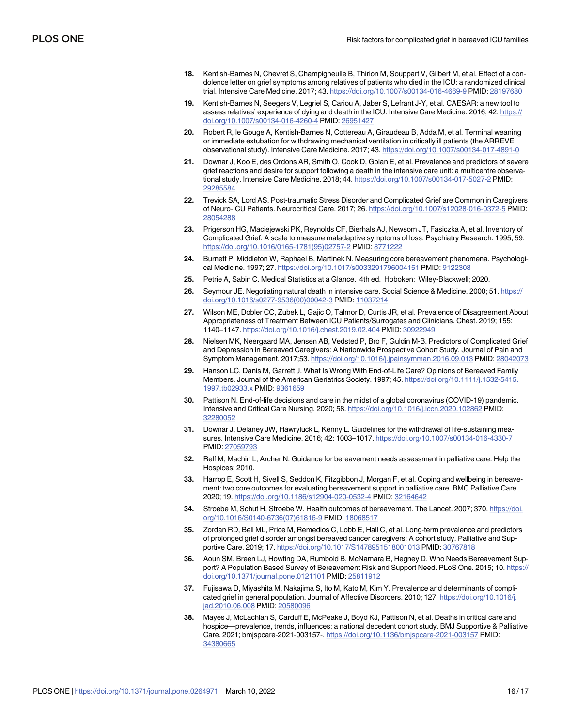18. Kentish-Barnes N, Chevret S, Champigneulle B, Thirion M, Souppart V, Gilbert M, et al. Effect of a condolence letter on grief symptoms among relatives of patients who died in the ICU: a randomized clinical trial. Intensive Care Medicine. 2017; 43. https://doi.org/10.1007/s00134-016-4669-9 PMID: 28197680

19. Kentish-Barnes N, Seegers V, Legriel S, Cariou A, Jaber S, Lefrant J-Y, et al. CAESAR: a new tool to assess relatives' experience of dying and death in the ICU. Intensive Care Medicine. 2016; 42. https://doi.org/10.1007/s00134-016-4260-4 PMID: 26951427

20. Robert R, le Gouge A, Kentish-Barnes N, Cottereau A, Giraudeau B, Adda M, et al. Terminal weaning or immediate extubation for withdrawing mechanical ventilation in critically ill patients (the ARREVE observational study). Intensive Care Medicine. 2017; 43. https://doi.org/10.1007/s00134-017-4891-0

21. Downar J, Koo E, des Ordons AR, Smith O, Cook D, Golan E, et al. Prevalence and predictors of severe grief reactions and desire for support following a death in the intensive care unit: a multicentre observational study. Intensive Care Medicine. 2018; 44. https://doi.org/10.1007/s00134-017-5027-2 PMID: 29285584

22. Trevick SA, Lord AS. Post-traumatic Stress Disorder and Complicated Grief are Common in Caregivers of Neuro-ICU Patients. Neurocritical Care. 2017; 26. https://doi.org/10.1007/s12028-016-0372-5 PMID: 28054288

23. Prigerson HG, Maciejewski PK, Reynolds CF, Bierhals AJ, Newsom JT, Fasiczka A, et al. Inventory of Complicated Grief: A scale to measure maladaptive symptoms of loss. Psychiatry Research. 1995; 59. https://doi.org/10.1016/0165-1781(95)02757-2 PMID: 8771222

24. Burnett P, Middleton W, Raphael B, Martinek N. Measuring core bereavement phenomena. Psychological Medicine. 1997; 27. https://doi.org/10.1017/s0033291796004151 PMID: 9122308

25. Petrie A, Sabin C. Medical Statistics at a Glance. 4th ed. Hoboken: Wiley-Blackwell; 2020.

26. Seymour JE. Negotiating natural death in intensive care. Social Science & Medicine. 2000; 51. https://doi.org/10.1016/s0277-9536(00)00042-3 PMID: 11037214

27. Wilson ME, Dobler CC, Zubek L, Gajic O, Talmor D, Curtis JR, et al. Prevalence of Disagreement About Appropriateness of Treatment Between ICU Patients/Surrogates and Clinicians. Chest. 2019; 155: 1140–1147. https://doi.org/10.1016/j.chest.2019.02.404 PMID: 30922949

28. Nielsen MK, Neergaard MA, Jensen AB, Vedsted P, Bro F, Guldin M-B. Predictors of Complicated Grief and Depression in Bereaved Caregivers: A Nationwide Prospective Cohort Study. Journal of Pain and Symptom Management. 2017;53. https://doi.org/10.1016/j.jpainsymman.2016.09.013 PMID: 28042073

29. Hanson LC, Danis M, Garrett J. What Is Wrong With End-of-Life Care? Opinions of Bereaved Family Members. Journal of the American Geriatrics Society. 1997; 45. https://doi.org/10.1111/j.1532-5415.1997.tb02933.x PMID: 9361659

30. Pattison N. End-of-life decisions and care in the midst of a global coronavirus (COVID-19) pandemic. Intensive and Critical Care Nursing. 2020; 58. https://doi.org/10.1016/j.iccn.2020.102862 PMID: 32280052

31. Downar J, Delaney JW, Hawryluck L, Kenny L. Guidelines for the withdrawal of life-sustaining measures. Intensive Care Medicine. 2016; 42: 1003–1017. https://doi.org/10.1007/s00134-016-4330-7 PMID: 27059793

32. Relf M, Machin L, Archer N. Guidance for bereavement needs assessment in palliative care. Help the Hospices; 2010.

33. Harrop E, Scott H, Sivell S, Seddon K, Fitzgibbon J, Morgan F, et al. Coping and wellbeing in bereavement: two core outcomes for evaluating bereavement support in palliative care. BMC Palliative Care. 2020; 19. https://doi.org/10.1186/s12904-020-0532-4 PMID: 32164642

34. Stroebe M, Schut H, Stroebe W. Health outcomes of bereavement. The Lancet. 2007; 370. https://doi.org/10.1016/S0140-6736(07)61816-9 PMID: 18068517

35. Zordan RD, Bell ML, Price M, Remedios C, Lobb E, Hall C, et al. Long-term prevalence and predictors of prolonged grief disorder amongst bereaved cancer caregivers: A cohort study. Palliative and Supportive Care. 2019; 17. https://doi.org/10.1017/S1478951518001013 PMID: 30767818

36. Aoun SM, Breen LJ, Howting DA, Rumbold B, McNamara B, Hegney D. Who Needs Bereavement Support? A Population Based Survey of Bereavement Risk and Support Need. PLoS One. 2015; 10. https://doi.org/10.1371/journal.pone.0121101 PMID: 25811912

37. Fujisawa D, Miyashita M, Nakajima S, Ito M, Kato M, Kim Y. Prevalence and determinants of complicated grief in general population. Journal of Affective Disorders. 2010; 127. https://doi.org/10.1016/j.jad.2010.06.008 PMID: 20580096

38. Mayes J, McLachlan S, Carduff E, McPeake J, Boyd KJ, Pattison N, et al. Deaths in critical care and hospice—prevalence, trends, influences: a national decedent cohort study. BMJ Supportive & Palliative Care. 2021; bmjspcare-2021-003157-. https://doi.org/10.1136/bmjspcare-2021-003157 PMID: 34380665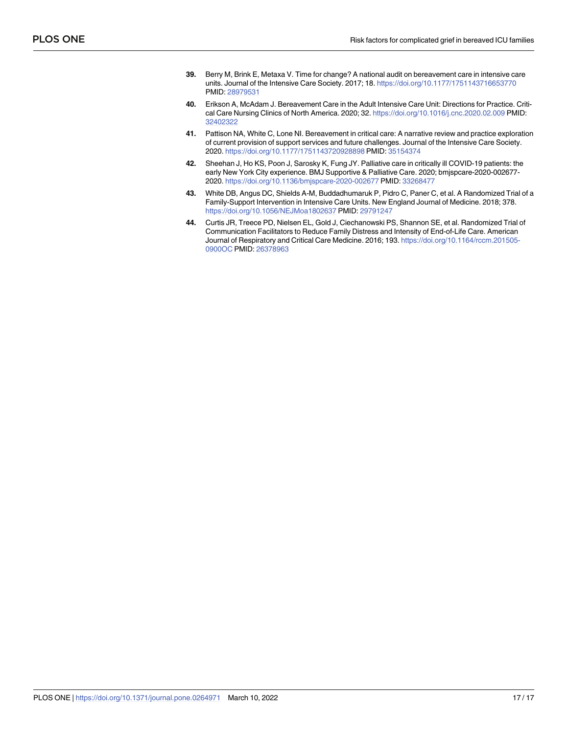39. Berry M, Brink E, Metaxa V. Time for change? A national audit on bereavement care in intensive care units. Journal of the Intensive Care Society. 2017; 18. https://doi.org/10.1177/1751143716653770 PMID: 28979531

40. Erikson A, McAdam J. Bereavement Care in the Adult Intensive Care Unit: Directions for Practice. Critical Care Nursing Clinics of North America. 2020; 32. https://doi.org/10.1016/j.cnc.2020.02.009 PMID: 32402322

41. Pattison NA, White C, Lone NI. Bereavement in critical care: A narrative review and practice exploration of current provision of support services and future challenges. Journal of the Intensive Care Society. 2020. https://doi.org/10.1177/1751143720928898 PMID: 35154374

42. Sheehan J, Ho KS, Poon J, Sarosky K, Fung JY. Palliative care in critically ill COVID-19 patients: the early New York City experience. BMJ Supportive & Palliative Care. 2020; bmjspcare-2020-002677-2020. https://doi.org/10.1136/bmjspcare-2020-002677 PMID: 33268477

43. White DB, Angus DC, Shields A-M, Buddadhumaruk P, Pidro C, Paner C, et al. A Randomized Trial of a Family-Support Intervention in Intensive Care Units. New England Journal of Medicine. 2018; 378. https://doi.org/10.1056/NEJMoa1802637 PMID: 29791247

44. Curtis JR, Treece PD, Nielsen EL, Gold J, Ciechanowski PS, Shannon SE, et al. Randomized Trial of Communication Facilitators to Reduce Family Distress and Intensity of End-of-Life Care. American Journal of Respiratory and Critical Care Medicine. 2016; 193. https://doi.org/10.1164/rccm.201505-0900OC PMID: 26378963